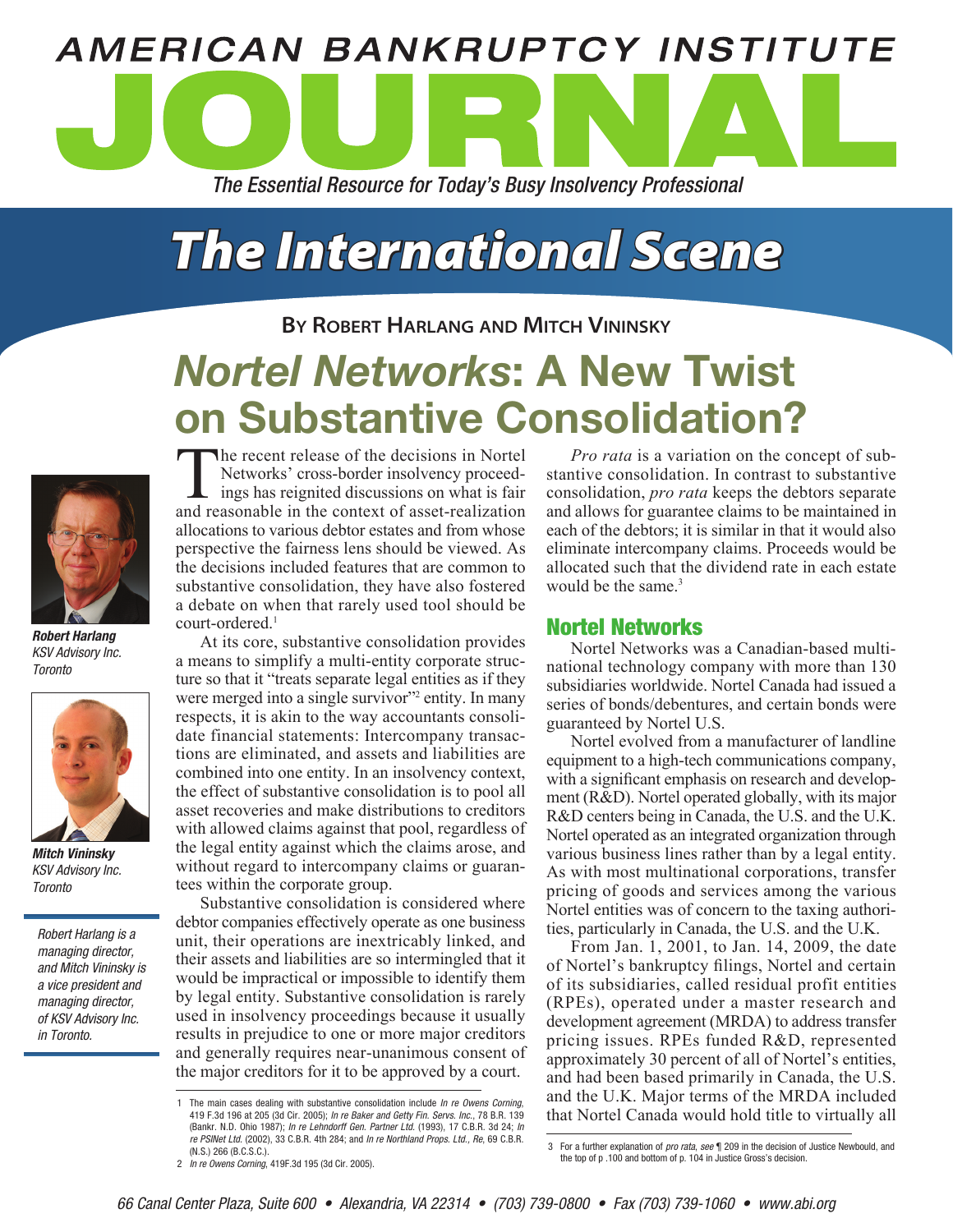# AMERICAN BANKRUPTCY INSTITUTE JOURNAL

*The Essential Resource for Today's Busy Insolvency Professional*

## The International Scene

**By Robert Harlang and Mitch Vininsky**

# *Nortel Networks*: A New Twist on Substantive Consolidation?

***Robert Harlang***
*KSV Advisory Inc.*
*Toronto*

***Mitch Vininsky***
*KSV Advisory Inc.*
*Toronto*

*Robert Harlang is a managing director, and Mitch Vininsky is a vice president and managing director, of KSV Advisory Inc. in Toronto.*

The recent release of the decisions in Nortel Networks' cross-border insolvency proceedings has reignited discussions on what is fair and reasonable in the context of asset-realization allocations to various debtor estates and from whose perspective the fairness lens should be viewed. As the decisions included features that are common to substantive consolidation, they have also fostered a debate on when that rarely used tool should be court-ordered.[1]

At its core, substantive consolidation provides a means to simplify a multi-entity corporate structure so that it "treats separate legal entities as if they were merged into a single survivor"[2] entity. In many respects, it is akin to the way accountants consolidate financial statements: Intercompany transactions are eliminated, and assets and liabilities are combined into one entity. In an insolvency context, the effect of substantive consolidation is to pool all asset recoveries and make distributions to creditors with allowed claims against that pool, regardless of the legal entity against which the claims arose, and without regard to intercompany claims or guarantees within the corporate group.

Substantive consolidation is considered where debtor companies effectively operate as one business unit, their operations are inextricably linked, and their assets and liabilities are so intermingled that it would be impractical or impossible to identify them by legal entity. Substantive consolidation is rarely used in insolvency proceedings because it usually results in prejudice to one or more major creditors and generally requires near-unanimous consent of the major creditors for it to be approved by a court.

*Pro rata* is a variation on the concept of substantive consolidation. In contrast to substantive consolidation, *pro rata* keeps the debtors separate and allows for guarantee claims to be maintained in each of the debtors; it is similar in that it would also eliminate intercompany claims. Proceeds would be allocated such that the dividend rate in each estate would be the same.[3]

## Nortel Networks

Nortel Networks was a Canadian-based multinational technology company with more than 130 subsidiaries worldwide. Nortel Canada had issued a series of bonds/debentures, and certain bonds were guaranteed by Nortel U.S.

Nortel evolved from a manufacturer of landline equipment to a high-tech communications company, with a significant emphasis on research and development (R&D). Nortel operated globally, with its major R&D centers being in Canada, the U.S. and the U.K. Nortel operated as an integrated organization through various business lines rather than by a legal entity. As with most multinational corporations, transfer pricing of goods and services among the various Nortel entities was of concern to the taxing authorities, particularly in Canada, the U.S. and the U.K.

From Jan. 1, 2001, to Jan. 14, 2009, the date of Nortel's bankruptcy filings, Nortel and certain of its subsidiaries, called residual profit entities (RPEs), operated under a master research and development agreement (MRDA) to address transfer pricing issues. RPEs funded R&D, represented approximately 30 percent of all of Nortel's entities, and had been based primarily in Canada, the U.S. and the U.K. Major terms of the MRDA included that Nortel Canada would hold title to virtually all

---

1 The main cases dealing with substantive consolidation include *In re Owens Corning*, 419 F.3d 196 at 205 (3d Cir. 2005); *In re Baker and Getty Fin. Servs. Inc.*, 78 B.R. 139 (Bankr. N.D. Ohio 1987); *In re Lehndorff Gen. Partner Ltd.* (1993), 17 C.B.R. 3d 24; *In re PSINet Ltd.* (2002), 33 C.B.R. 4th 284; and *In re Northland Props. Ltd., Re*, 69 C.B.R. (N.S.) 266 (B.C.S.C.).

2 *In re Owens Corning*, 419F.3d 195 (3d Cir. 2005).

3 For a further explanation of *pro rata*, *see* ¶ 209 in the decision of Justice Newbould, and the top of p .100 and bottom of p. 104 in Justice Gross's decision.

66 Canal Center Plaza, Suite 600 • Alexandria, VA 22314 • (703) 739-0800 • Fax (703) 739-1060 • www.abi.org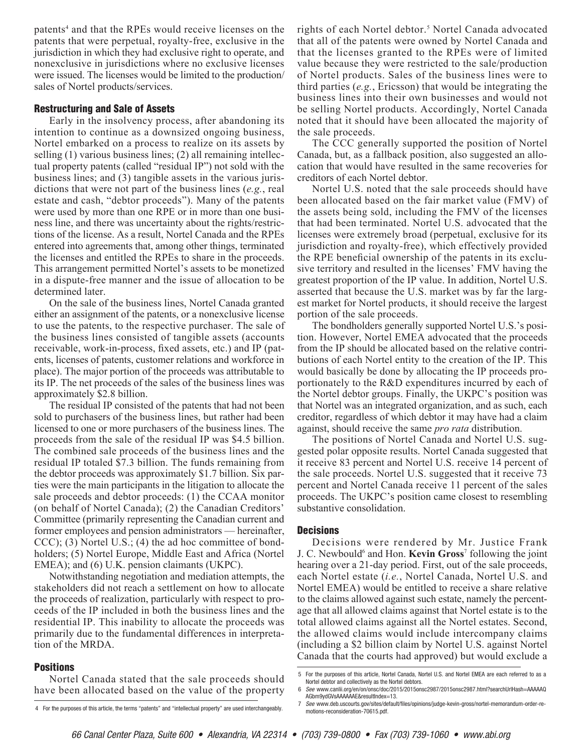patents[4] and that the RPEs would receive licenses on the patents that were perpetual, royalty-free, exclusive in the jurisdiction in which they had exclusive right to operate, and nonexclusive in jurisdictions where no exclusive licenses were issued. The licenses would be limited to the production/sales of Nortel products/services.

### Restructuring and Sale of Assets

Early in the insolvency process, after abandoning its intention to continue as a downsized ongoing business, Nortel embarked on a process to realize on its assets by selling (1) various business lines; (2) all remaining intellectual property patents (called "residual IP") not sold with the business lines; and (3) tangible assets in the various jurisdictions that were not part of the business lines (*e.g.*, real estate and cash, "debtor proceeds"). Many of the patents were used by more than one RPE or in more than one business line, and there was uncertainty about the rights/restrictions of the license. As a result, Nortel Canada and the RPEs entered into agreements that, among other things, terminated the licenses and entitled the RPEs to share in the proceeds. This arrangement permitted Nortel's assets to be monetized in a dispute-free manner and the issue of allocation to be determined later.

On the sale of the business lines, Nortel Canada granted either an assignment of the patents, or a nonexclusive license to use the patents, to the respective purchaser. The sale of the business lines consisted of tangible assets (accounts receivable, work-in-process, fixed assets, etc.) and IP (patents, licenses of patents, customer relations and workforce in place). The major portion of the proceeds was attributable to its IP. The net proceeds of the sales of the business lines was approximately $2.8 billion.

The residual IP consisted of the patents that had not been sold to purchasers of the business lines, but rather had been licensed to one or more purchasers of the business lines. The proceeds from the sale of the residual IP was $4.5 billion. The combined sale proceeds of the business lines and the residual IP totaled $7.3 billion. The funds remaining from the debtor proceeds was approximately $1.7 billion. Six parties were the main participants in the litigation to allocate the sale proceeds and debtor proceeds: (1) the CCAA monitor (on behalf of Nortel Canada); (2) the Canadian Creditors' Committee (primarily representing the Canadian current and former employees and pension administrators — hereinafter, CCC); (3) Nortel U.S.; (4) the ad hoc committee of bondholders; (5) Nortel Europe, Middle East and Africa (Nortel EMEA); and (6) U.K. pension claimants (UKPC).

Notwithstanding negotiation and mediation attempts, the stakeholders did not reach a settlement on how to allocate the proceeds of realization, particularly with respect to proceeds of the IP included in both the business lines and the residential IP. This inability to allocate the proceeds was primarily due to the fundamental differences in interpretation of the MRDA.

### Positions

Nortel Canada stated that the sale proceeds should have been allocated based on the value of the property rights of each Nortel debtor.[5] Nortel Canada advocated that all of the patents were owned by Nortel Canada and that the licenses granted to the RPEs were of limited value because they were restricted to the sale/production of Nortel products. Sales of the business lines were to third parties (*e.g.*, Ericsson) that would be integrating the business lines into their own businesses and would not be selling Nortel products. Accordingly, Nortel Canada noted that it should have been allocated the majority of the sale proceeds.

The CCC generally supported the position of Nortel Canada, but, as a fallback position, also suggested an allocation that would have resulted in the same recoveries for creditors of each Nortel debtor.

Nortel U.S. noted that the sale proceeds should have been allocated based on the fair market value (FMV) of the assets being sold, including the FMV of the licenses that had been terminated. Nortel U.S. advocated that the licenses were extremely broad (perpetual, exclusive for its jurisdiction and royalty-free), which effectively provided the RPE beneficial ownership of the patents in its exclusive territory and resulted in the licenses' FMV having the greatest proportion of the IP value. In addition, Nortel U.S. asserted that because the U.S. market was by far the largest market for Nortel products, it should receive the largest portion of the sale proceeds.

The bondholders generally supported Nortel U.S.'s position. However, Nortel EMEA advocated that the proceeds from the IP should be allocated based on the relative contributions of each Nortel entity to the creation of the IP. This would basically be done by allocating the IP proceeds proportionately to the R&D expenditures incurred by each of the Nortel debtor groups. Finally, the UKPC's position was that Nortel was an integrated organization, and as such, each creditor, regardless of which debtor it may have had a claim against, should receive the same *pro rata* distribution.

The positions of Nortel Canada and Nortel U.S. suggested polar opposite results. Nortel Canada suggested that it receive 83 percent and Nortel U.S. receive 14 percent of the sale proceeds. Nortel U.S. suggested that it receive 73 percent and Nortel Canada receive 11 percent of the sales proceeds. The UKPC's position came closest to resembling substantive consolidation.

### Decisions

Decisions were rendered by Mr. Justice Frank J. C. Newbould[6] and Hon. **Kevin Gross**[7] following the joint hearing over a 21-day period. First, out of the sale proceeds, each Nortel estate (*i.e.*, Nortel Canada, Nortel U.S. and Nortel EMEA) would be entitled to receive a share relative to the claims allowed against such estate, namely the percentage that all allowed claims against that Nortel estate is to the total allowed claims against all the Nortel estates. Second, the allowed claims would include intercompany claims (including a $2 billion claim by Nortel U.S. against Nortel Canada that the courts had approved) but would exclude a

---

4 For the purposes of this article, the terms "patents" and "intellectual property" are used interchangeably.

5 For the purposes of this article, Nortel Canada, Nortel U.S. and Nortel EMEA are each referred to as a Nortel debtor and collectively as the Nortel debtors.

6 *See* www.canlii.org/en/on/onsc/doc/2015/2015onsc2987/2015onsc2987.html?searchUrlHash=AAAAAQAGbm9ydGVsAAAAAAE&resultIndex=13.

7 *See* www.deb.uscourts.gov/sites/default/files/opinions/judge-kevin-gross/nortel-memorandum-order-re-motions-reconsideration-70615.pdf.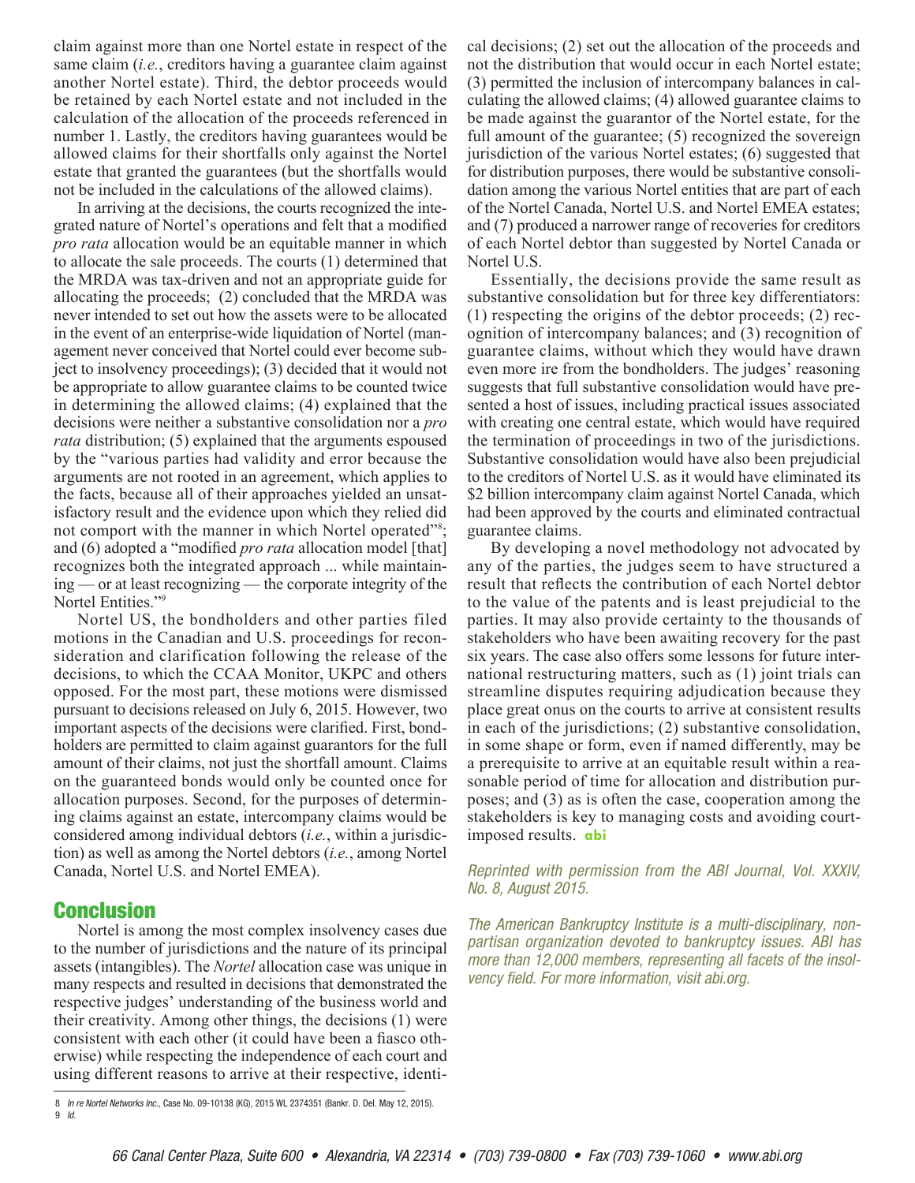claim against more than one Nortel estate in respect of the same claim (*i.e.*, creditors having a guarantee claim against another Nortel estate). Third, the debtor proceeds would be retained by each Nortel estate and not included in the calculation of the allocation of the proceeds referenced in number 1. Lastly, the creditors having guarantees would be allowed claims for their shortfalls only against the Nortel estate that granted the guarantees (but the shortfalls would not be included in the calculations of the allowed claims).

In arriving at the decisions, the courts recognized the integrated nature of Nortel's operations and felt that a modified *pro rata* allocation would be an equitable manner in which to allocate the sale proceeds. The courts (1) determined that the MRDA was tax-driven and not an appropriate guide for allocating the proceeds; (2) concluded that the MRDA was never intended to set out how the assets were to be allocated in the event of an enterprise-wide liquidation of Nortel (management never conceived that Nortel could ever become subject to insolvency proceedings); (3) decided that it would not be appropriate to allow guarantee claims to be counted twice in determining the allowed claims; (4) explained that the decisions were neither a substantive consolidation nor a *pro rata* distribution; (5) explained that the arguments espoused by the "various parties had validity and error because the arguments are not rooted in an agreement, which applies to the facts, because all of their approaches yielded an unsatisfactory result and the evidence upon which they relied did not comport with the manner in which Nortel operated"[8]; and (6) adopted a "modified *pro rata* allocation model [that] recognizes both the integrated approach ... while maintaining — or at least recognizing — the corporate integrity of the Nortel Entities."[9]

Nortel US, the bondholders and other parties filed motions in the Canadian and U.S. proceedings for reconsideration and clarification following the release of the decisions, to which the CCAA Monitor, UKPC and others opposed. For the most part, these motions were dismissed pursuant to decisions released on July 6, 2015. However, two important aspects of the decisions were clarified. First, bondholders are permitted to claim against guarantors for the full amount of their claims, not just the shortfall amount. Claims on the guaranteed bonds would only be counted once for allocation purposes. Second, for the purposes of determining claims against an estate, intercompany claims would be considered among individual debtors (*i.e.*, within a jurisdiction) as well as among the Nortel debtors (*i.e.*, among Nortel Canada, Nortel U.S. and Nortel EMEA).

## Conclusion

Nortel is among the most complex insolvency cases due to the number of jurisdictions and the nature of its principal assets (intangibles). The *Nortel* allocation case was unique in many respects and resulted in decisions that demonstrated the respective judges' understanding of the business world and their creativity. Among other things, the decisions (1) were consistent with each other (it could have been a fiasco otherwise) while respecting the independence of each court and using different reasons to arrive at their respective, identical decisions; (2) set out the allocation of the proceeds and not the distribution that would occur in each Nortel estate; (3) permitted the inclusion of intercompany balances in calculating the allowed claims; (4) allowed guarantee claims to be made against the guarantor of the Nortel estate, for the full amount of the guarantee; (5) recognized the sovereign jurisdiction of the various Nortel estates; (6) suggested that for distribution purposes, there would be substantive consolidation among the various Nortel entities that are part of each of the Nortel Canada, Nortel U.S. and Nortel EMEA estates; and (7) produced a narrower range of recoveries for creditors of each Nortel debtor than suggested by Nortel Canada or Nortel U.S.

Essentially, the decisions provide the same result as substantive consolidation but for three key differentiators: (1) respecting the origins of the debtor proceeds; (2) recognition of intercompany balances; and (3) recognition of guarantee claims, without which they would have drawn even more ire from the bondholders. The judges' reasoning suggests that full substantive consolidation would have presented a host of issues, including practical issues associated with creating one central estate, which would have required the termination of proceedings in two of the jurisdictions. Substantive consolidation would have also been prejudicial to the creditors of Nortel U.S. as it would have eliminated its \$2 billion intercompany claim against Nortel Canada, which had been approved by the courts and eliminated contractual guarantee claims.

By developing a novel methodology not advocated by any of the parties, the judges seem to have structured a result that reflects the contribution of each Nortel debtor to the value of the patents and is least prejudicial to the parties. It may also provide certainty to the thousands of stakeholders who have been awaiting recovery for the past six years. The case also offers some lessons for future international restructuring matters, such as (1) joint trials can streamline disputes requiring adjudication because they place great onus on the courts to arrive at consistent results in each of the jurisdictions; (2) substantive consolidation, in some shape or form, even if named differently, may be a prerequisite to arrive at an equitable result within a reasonable period of time for allocation and distribution purposes; and (3) as is often the case, cooperation among the stakeholders is key to managing costs and avoiding court-imposed results. **abi**

*Reprinted with permission from the ABI Journal, Vol. XXXIV, No. 8, August 2015.*

*The American Bankruptcy Institute is a multi-disciplinary, non-partisan organization devoted to bankruptcy issues. ABI has more than 12,000 members, representing all facets of the insolvency field. For more information, visit abi.org.*

---

8 *In re Nortel Networks Inc.*, Case No. 09-10138 (KG), 2015 WL 2374351 (Bankr. D. Del. May 12, 2015).
9 *Id.*

*66 Canal Center Plaza, Suite 600 • Alexandria, VA 22314 • (703) 739-0800 • Fax (703) 739-1060 • www.abi.org*